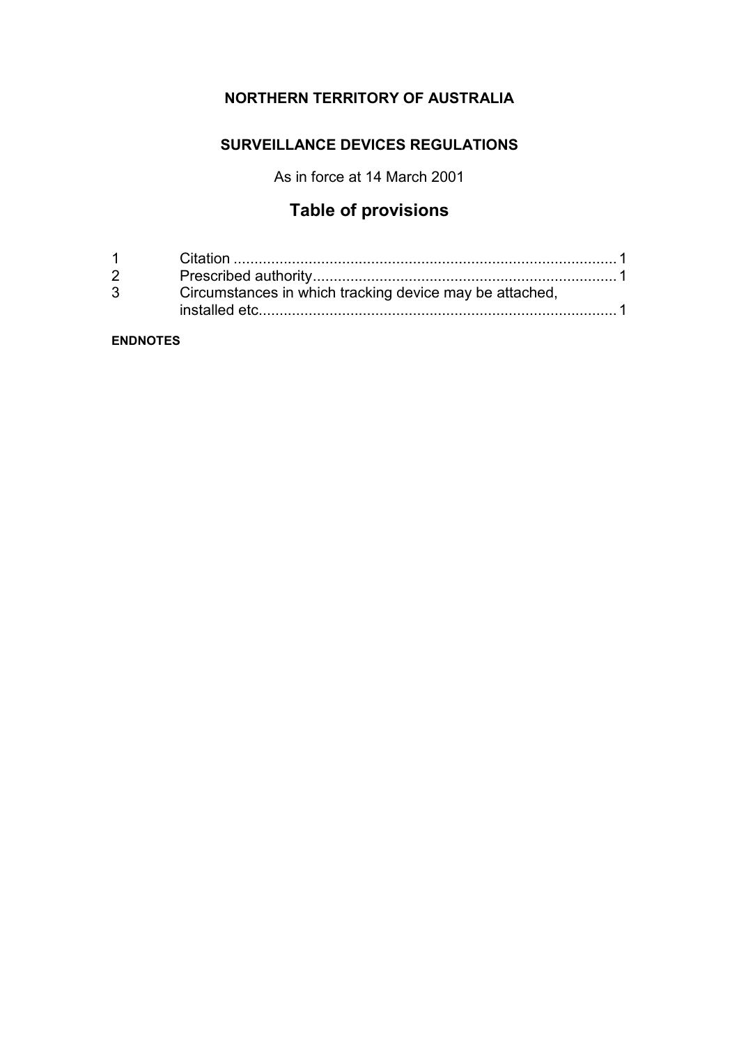**NORTHERN TERRITORY OF AUSTRALIA**

**SURVEILLANCE DEVICES REGULATIONS**

As in force at 14 March 2001

# Table of provisions

| | | |
|---|---|---|
| 1 | Citation | 1 |
| 2 | Prescribed authority | 1 |
| 3 | Circumstances in which tracking device may be attached, installed etc. | 1 |

**ENDNOTES**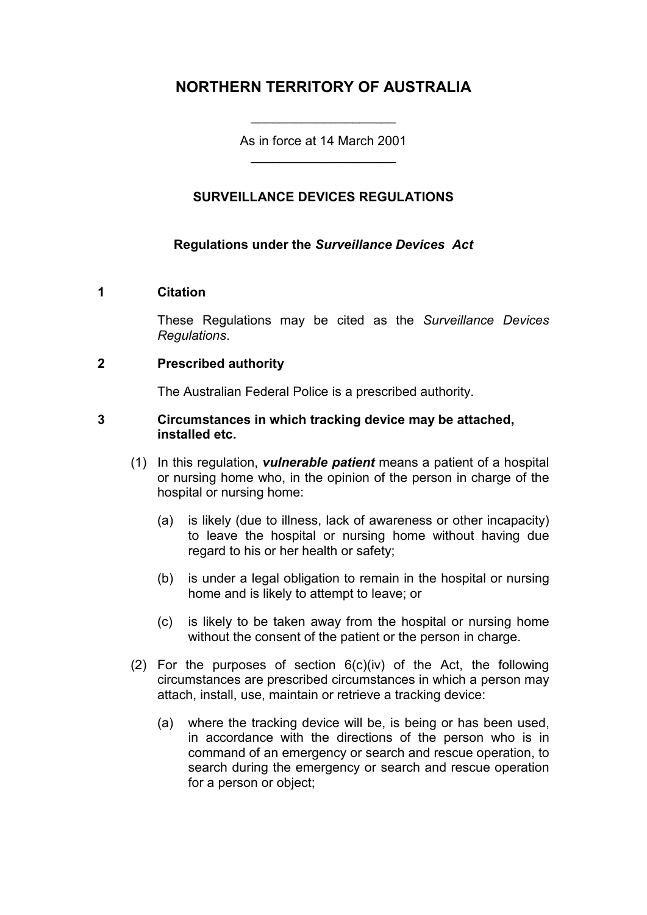# NORTHERN TERRITORY OF AUSTRALIA

As in force at 14 March 2001

## SURVEILLANCE DEVICES REGULATIONS

### Regulations under the *Surveillance Devices Act*

**1 Citation**

These Regulations may be cited as the *Surveillance Devices Regulations*.

**2 Prescribed authority**

The Australian Federal Police is a prescribed authority.

**3 Circumstances in which tracking device may be attached, installed etc.**

(1) In this regulation, ***vulnerable patient*** means a patient of a hospital or nursing home who, in the opinion of the person in charge of the hospital or nursing home:

(a) is likely (due to illness, lack of awareness or other incapacity) to leave the hospital or nursing home without having due regard to his or her health or safety;

(b) is under a legal obligation to remain in the hospital or nursing home and is likely to attempt to leave; or

(c) is likely to be taken away from the hospital or nursing home without the consent of the patient or the person in charge.

(2) For the purposes of section 6(c)(iv) of the Act, the following circumstances are prescribed circumstances in which a person may attach, install, use, maintain or retrieve a tracking device:

(a) where the tracking device will be, is being or has been used, in accordance with the directions of the person who is in command of an emergency or search and rescue operation, to search during the emergency or search and rescue operation for a person or object;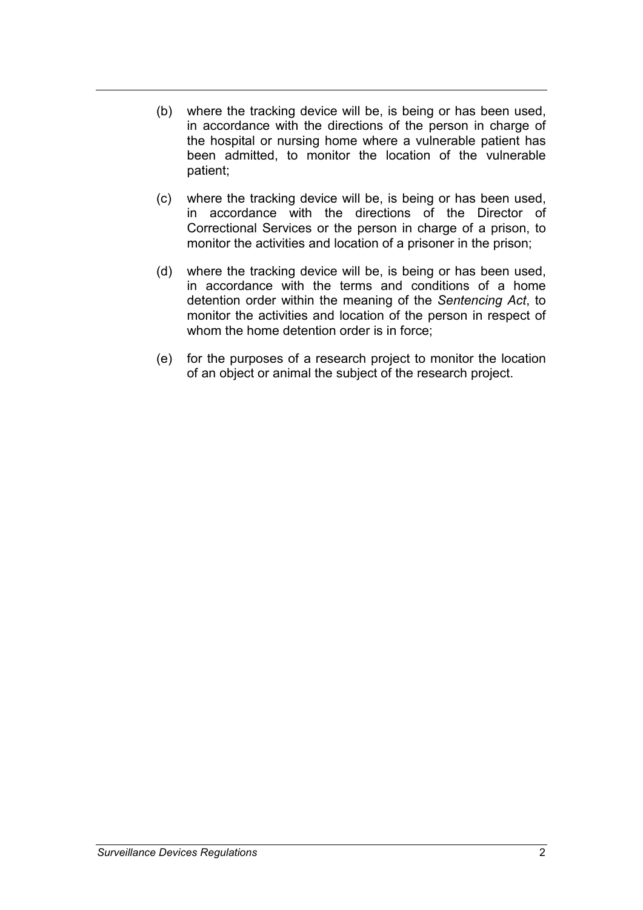(b) where the tracking device will be, is being or has been used, in accordance with the directions of the person in charge of the hospital or nursing home where a vulnerable patient has been admitted, to monitor the location of the vulnerable patient;

(c) where the tracking device will be, is being or has been used, in accordance with the directions of the Director of Correctional Services or the person in charge of a prison, to monitor the activities and location of a prisoner in the prison;

(d) where the tracking device will be, is being or has been used, in accordance with the terms and conditions of a home detention order within the meaning of the *Sentencing Act*, to monitor the activities and location of the person in respect of whom the home detention order is in force;

(e) for the purposes of a research project to monitor the location of an object or animal the subject of the research project.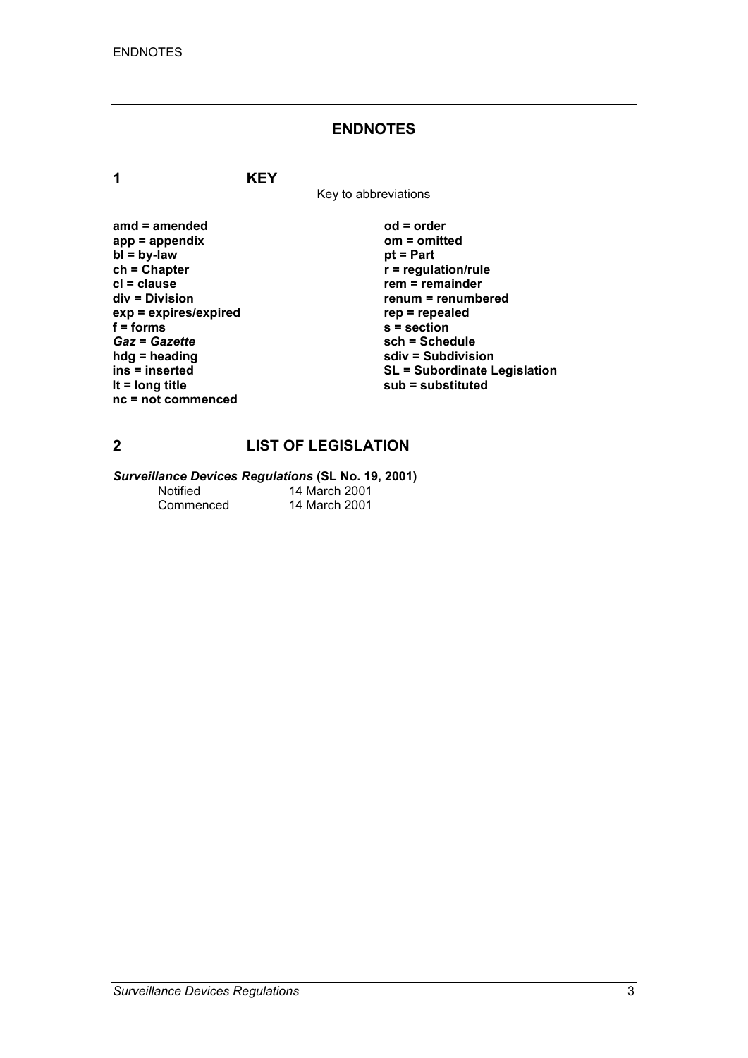## ENDNOTES

### 1 KEY

Key to abbreviations

**amd = amended**
**app = appendix**
**bl = by-law**
**ch = Chapter**
**cl = clause**
**div = Division**
**exp = expires/expired**
**f = forms**
***Gaz* = *Gazette***
**hdg = heading**
**ins = inserted**
**lt = long title**
**nc = not commenced**
**od = order**
**om = omitted**
**pt = Part**
**r = regulation/rule**
**rem = remainder**
**renum = renumbered**
**rep = repealed**
**s = section**
**sch = Schedule**
**sdiv = Subdivision**
**SL = Subordinate Legislation**
**sub = substituted**

### 2 LIST OF LEGISLATION

***Surveillance Devices Regulations* (SL No. 19, 2001)**

| | |
|---|---|
| Notified | 14 March 2001 |
| Commenced | 14 March 2001 |